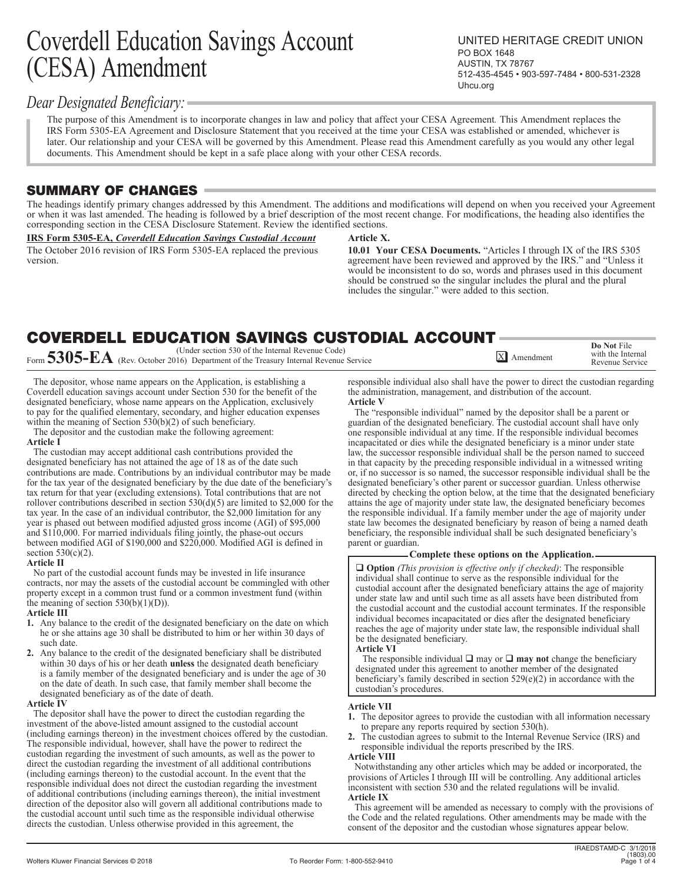# Coverdell Education Savings Account (CESA) Amendment

UNITED HERITAGE CREDIT UNION
PO BOX 1648
AUSTIN, TX 78767
512-435-4545 • 903-597-7484 • 800-531-2328
Uhcu.org

*Dear Designated Beneficiary:*

The purpose of this Amendment is to incorporate changes in law and policy that affect your CESA Agreement. This Amendment replaces the IRS Form 5305-EA Agreement and Disclosure Statement that you received at the time your CESA was established or amended, whichever is later. Our relationship and your CESA will be governed by this Amendment. Please read this Amendment carefully as you would any other legal documents. This Amendment should be kept in a safe place along with your other CESA records.

## SUMMARY OF CHANGES

The headings identify primary changes addressed by this Amendment. The additions and modifications will depend on when you received your Agreement or when it was last amended. The heading is followed by a brief description of the most recent change. For modifications, the heading also identifies the corresponding section in the CESA Disclosure Statement. Review the identified sections.

**IRS Form 5305-EA, *Coverdell Education Savings Custodial Account***

The October 2016 revision of IRS Form 5305-EA replaced the previous version.

**Article X.**

**10.01 Your CESA Documents.** "Articles I through IX of the IRS 5305 agreement have been reviewed and approved by the IRS." and "Unless it would be inconsistent to do so, words and phrases used in this document should be construed so the singular includes the plural and the plural includes the singular." were added to this section.

## COVERDELL EDUCATION SAVINGS CUSTODIAL ACCOUNT

Form **5305-EA** (Rev. October 2016) (Under section 530 of the Internal Revenue Code) Department of the Treasury Internal Revenue Service

[X] Amendment

**Do Not** File with the Internal Revenue Service

The depositor, whose name appears on the Application, is establishing a Coverdell education savings account under Section 530 for the benefit of the designated beneficiary, whose name appears on the Application, exclusively to pay for the qualified elementary, secondary, and higher education expenses within the meaning of Section 530(b)(2) of such beneficiary.

The depositor and the custodian make the following agreement:

**Article I**

The custodian may accept additional cash contributions provided the designated beneficiary has not attained the age of 18 as of the date such contributions are made. Contributions by an individual contributor may be made for the tax year of the designated beneficiary by the due date of the beneficiary's tax return for that year (excluding extensions). Total contributions that are not rollover contributions described in section 530(d)(5) are limited to $2,000 for the tax year. In the case of an individual contributor, the $2,000 limitation for any year is phased out between modified adjusted gross income (AGI) of $95,000 and $110,000. For married individuals filing jointly, the phase-out occurs between modified AGI of $190,000 and $220,000. Modified AGI is defined in section 530(c)(2).

**Article II**

No part of the custodial account funds may be invested in life insurance contracts, nor may the assets of the custodial account be commingled with other property except in a common trust fund or a common investment fund (within the meaning of section 530(b)(1)(D)).

**Article III**

1. Any balance to the credit of the designated beneficiary on the date on which he or she attains age 30 shall be distributed to him or her within 30 days of such date.
2. Any balance to the credit of the designated beneficiary shall be distributed within 30 days of his or her death **unless** the designated death beneficiary is a family member of the designated beneficiary and is under the age of 30 on the date of death. In such case, that family member shall become the designated beneficiary as of the date of death.

**Article IV**

The depositor shall have the power to direct the custodian regarding the investment of the above-listed amount assigned to the custodial account (including earnings thereon) in the investment choices offered by the custodian. The responsible individual, however, shall have the power to redirect the custodian regarding the investment of such amounts, as well as the power to direct the custodian regarding the investment of all additional contributions (including earnings thereon) to the custodial account. In the event that the responsible individual does not direct the custodian regarding the investment of additional contributions (including earnings thereon), the initial investment direction of the depositor also will govern all additional contributions made to the custodial account until such time as the responsible individual otherwise directs the custodian. Unless otherwise provided in this agreement, the responsible individual also shall have the power to direct the custodian regarding the administration, management, and distribution of the account.

**Article V**

The "responsible individual" named by the depositor shall be a parent or guardian of the designated beneficiary. The custodial account shall have only one responsible individual at any time. If the responsible individual becomes incapacitated or dies while the designated beneficiary is a minor under state law, the successor responsible individual shall be the person named to succeed in that capacity by the preceding responsible individual in a witnessed writing or, if no successor is so named, the successor responsible individual shall be the designated beneficiary's other parent or successor guardian. Unless otherwise directed by checking the option below, at the time that the designated beneficiary attains the age of majority under state law, the designated beneficiary becomes the responsible individual. If a family member under the age of majority under state law becomes the designated beneficiary by reason of being a named death beneficiary, the responsible individual shall be such designated beneficiary's parent or guardian.

**Complete these options on the Application.**

❑ **Option** *(This provision is effective only if checked)*: The responsible individual shall continue to serve as the responsible individual for the custodial account after the designated beneficiary attains the age of majority under state law and until such time as all assets have been distributed from the custodial account and the custodial account terminates. If the responsible individual becomes incapacitated or dies after the designated beneficiary reaches the age of majority under state law, the responsible individual shall be the designated beneficiary.

**Article VI**

The responsible individual ❑ may or ❑ **may not** change the beneficiary designated under this agreement to another member of the designated beneficiary's family described in section 529(e)(2) in accordance with the custodian's procedures.

**Article VII**

1. The depositor agrees to provide the custodian with all information necessary to prepare any reports required by section 530(h).
2. The custodian agrees to submit to the Internal Revenue Service (IRS) and responsible individual the reports prescribed by the IRS.

**Article VIII**

Notwithstanding any other articles which may be added or incorporated, the provisions of Articles I through III will be controlling. Any additional articles inconsistent with section 530 and the related regulations will be invalid.

**Article IX**

This agreement will be amended as necessary to comply with the provisions of the Code and the related regulations. Other amendments may be made with the consent of the depositor and the custodian whose signatures appear below.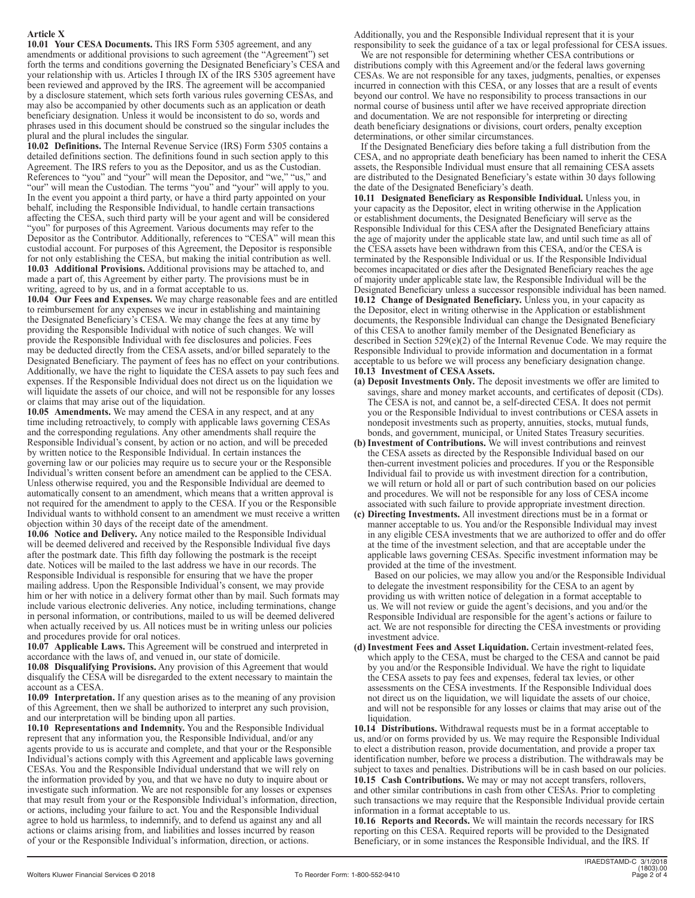**Article X**

**10.01 Your CESA Documents.** This IRS Form 5305 agreement, and any amendments or additional provisions to such agreement (the "Agreement") set forth the terms and conditions governing the Designated Beneficiary's CESA and your relationship with us. Articles I through IX of the IRS 5305 agreement have been reviewed and approved by the IRS. The agreement will be accompanied by a disclosure statement, which sets forth various rules governing CESAs, and may also be accompanied by other documents such as an application or death beneficiary designation. Unless it would be inconsistent to do so, words and phrases used in this document should be construed so the singular includes the plural and the plural includes the singular.

**10.02 Definitions.** The Internal Revenue Service (IRS) Form 5305 contains a detailed definitions section. The definitions found in such section apply to this Agreement. The IRS refers to you as the Depositor, and us as the Custodian. References to "you" and "your" will mean the Depositor, and "we," "us," and "our" will mean the Custodian. The terms "you" and "your" will apply to you. In the event you appoint a third party, or have a third party appointed on your behalf, including the Responsible Individual, to handle certain transactions affecting the CESA, such third party will be your agent and will be considered "you" for purposes of this Agreement. Various documents may refer to the Depositor as the Contributor. Additionally, references to "CESA" will mean this custodial account. For purposes of this Agreement, the Depositor is responsible for not only establishing the CESA, but making the initial contribution as well.

**10.03 Additional Provisions.** Additional provisions may be attached to, and made a part of, this Agreement by either party. The provisions must be in writing, agreed to by us, and in a format acceptable to us.

**10.04 Our Fees and Expenses.** We may charge reasonable fees and are entitled to reimbursement for any expenses we incur in establishing and maintaining the Designated Beneficiary's CESA. We may change the fees at any time by providing the Responsible Individual with notice of such changes. We will provide the Responsible Individual with fee disclosures and policies. Fees may be deducted directly from the CESA assets, and/or billed separately to the Designated Beneficiary. The payment of fees has no effect on your contributions. Additionally, we have the right to liquidate the CESA assets to pay such fees and expenses. If the Responsible Individual does not direct us on the liquidation we will liquidate the assets of our choice, and will not be responsible for any losses or claims that may arise out of the liquidation.

**10.05 Amendments.** We may amend the CESA in any respect, and at any time including retroactively, to comply with applicable laws governing CESAs and the corresponding regulations. Any other amendments shall require the Responsible Individual's consent, by action or no action, and will be preceded by written notice to the Responsible Individual. In certain instances the governing law or our policies may require us to secure your or the Responsible Individual's written consent before an amendment can be applied to the CESA. Unless otherwise required, you and the Responsible Individual are deemed to automatically consent to an amendment, which means that a written approval is not required for the amendment to apply to the CESA. If you or the Responsible Individual wants to withhold consent to an amendment we must receive a written objection within 30 days of the receipt date of the amendment.

**10.06 Notice and Delivery.** Any notice mailed to the Responsible Individual will be deemed delivered and received by the Responsible Individual five days after the postmark date. This fifth day following the postmark is the receipt date. Notices will be mailed to the last address we have in our records. The Responsible Individual is responsible for ensuring that we have the proper mailing address. Upon the Responsible Individual's consent, we may provide him or her with notice in a delivery format other than by mail. Such formats may include various electronic deliveries. Any notice, including terminations, change in personal information, or contributions, mailed to us will be deemed delivered when actually received by us. All notices must be in writing unless our policies and procedures provide for oral notices.

**10.07 Applicable Laws.** This Agreement will be construed and interpreted in accordance with the laws of, and venued in, our state of domicile.

**10.08 Disqualifying Provisions.** Any provision of this Agreement that would disqualify the CESA will be disregarded to the extent necessary to maintain the account as a CESA.

**10.09 Interpretation.** If any question arises as to the meaning of any provision of this Agreement, then we shall be authorized to interpret any such provision, and our interpretation will be binding upon all parties.

**10.10 Representations and Indemnity.** You and the Responsible Individual represent that any information you, the Responsible Individual, and/or any agents provide to us is accurate and complete, and that your or the Responsible Individual's actions comply with this Agreement and applicable laws governing CESAs. You and the Responsible Individual understand that we will rely on the information provided by you, and that we have no duty to inquire about or investigate such information. We are not responsible for any losses or expenses that may result from your or the Responsible Individual's information, direction, or actions, including your failure to act. You and the Responsible Individual agree to hold us harmless, to indemnify, and to defend us against any and all actions or claims arising from, and liabilities and losses incurred by reason of your or the Responsible Individual's information, direction, or actions.

Additionally, you and the Responsible Individual represent that it is your responsibility to seek the guidance of a tax or legal professional for CESA issues.

We are not responsible for determining whether CESA contributions or distributions comply with this Agreement and/or the federal laws governing CESAs. We are not responsible for any taxes, judgments, penalties, or expenses incurred in connection with this CESA, or any losses that are a result of events beyond our control. We have no responsibility to process transactions in our normal course of business until after we have received appropriate direction and documentation. We are not responsible for interpreting or directing death beneficiary designations or divisions, court orders, penalty exception determinations, or other similar circumstances.

If the Designated Beneficiary dies before taking a full distribution from the CESA, and no appropriate death beneficiary has been named to inherit the CESA assets, the Responsible Individual must ensure that all remaining CESA assets are distributed to the Designated Beneficiary's estate within 30 days following the date of the Designated Beneficiary's death.

**10.11 Designated Beneficiary as Responsible Individual.** Unless you, in your capacity as the Depositor, elect in writing otherwise in the Application or establishment documents, the Designated Beneficiary will serve as the Responsible Individual for this CESA after the Designated Beneficiary attains the age of majority under the applicable state law, and until such time as all of the CESA assets have been withdrawn from this CESA, and/or the CESA is terminated by the Responsible Individual or us. If the Responsible Individual becomes incapacitated or dies after the Designated Beneficiary reaches the age of majority under applicable state law, the Responsible Individual will be the Designated Beneficiary unless a successor responsible individual has been named.

**10.12 Change of Designated Beneficiary.** Unless you, in your capacity as the Depositor, elect in writing otherwise in the Application or establishment documents, the Responsible Individual can change the Designated Beneficiary of this CESA to another family member of the Designated Beneficiary as described in Section 529(e)(2) of the Internal Revenue Code. We may require the Responsible Individual to provide information and documentation in a format acceptable to us before we will process any beneficiary designation change.

**10.13 Investment of CESA Assets.**

**(a) Deposit Investments Only.** The deposit investments we offer are limited to savings, share and money market accounts, and certificates of deposit (CDs). The CESA is not, and cannot be, a self-directed CESA. It does not permit you or the Responsible Individual to invest contributions or CESA assets in nondeposit investments such as property, annuities, stocks, mutual funds, bonds, and government, municipal, or United States Treasury securities.

**(b) Investment of Contributions.** We will invest contributions and reinvest the CESA assets as directed by the Responsible Individual based on our then-current investment policies and procedures. If you or the Responsible Individual fail to provide us with investment direction for a contribution, we will return or hold all or part of such contribution based on our policies and procedures. We will not be responsible for any loss of CESA income associated with such failure to provide appropriate investment direction.

**(c) Directing Investments.** All investment directions must be in a format or manner acceptable to us. You and/or the Responsible Individual may invest in any eligible CESA investments that we are authorized to offer and do offer at the time of the investment selection, and that are acceptable under the applicable laws governing CESAs. Specific investment information may be provided at the time of the investment.

Based on our policies, we may allow you and/or the Responsible Individual to delegate the investment responsibility for the CESA to an agent by providing us with written notice of delegation in a format acceptable to us. We will not review or guide the agent's decisions, and you and/or the Responsible Individual are responsible for the agent's actions or failure to act. We are not responsible for directing the CESA investments or providing investment advice.

**(d) Investment Fees and Asset Liquidation.** Certain investment-related fees, which apply to the CESA, must be charged to the CESA and cannot be paid by you and/or the Responsible Individual. We have the right to liquidate the CESA assets to pay fees and expenses, federal tax levies, or other assessments on the CESA investments. If the Responsible Individual does not direct us on the liquidation, we will liquidate the assets of our choice, and will not be responsible for any losses or claims that may arise out of the liquidation.

**10.14 Distributions.** Withdrawal requests must be in a format acceptable to us, and/or on forms provided by us. We may require the Responsible Individual to elect a distribution reason, provide documentation, and provide a proper tax identification number, before we process a distribution. The withdrawals may be subject to taxes and penalties. Distributions will be in cash based on our policies.

**10.15 Cash Contributions.** We may or may not accept transfers, rollovers, and other similar contributions in cash from other CESAs. Prior to completing such transactions we may require that the Responsible Individual provide certain information in a format acceptable to us.

**10.16 Reports and Records.** We will maintain the records necessary for IRS reporting on this CESA. Required reports will be provided to the Designated Beneficiary, or in some instances the Responsible Individual, and the IRS. If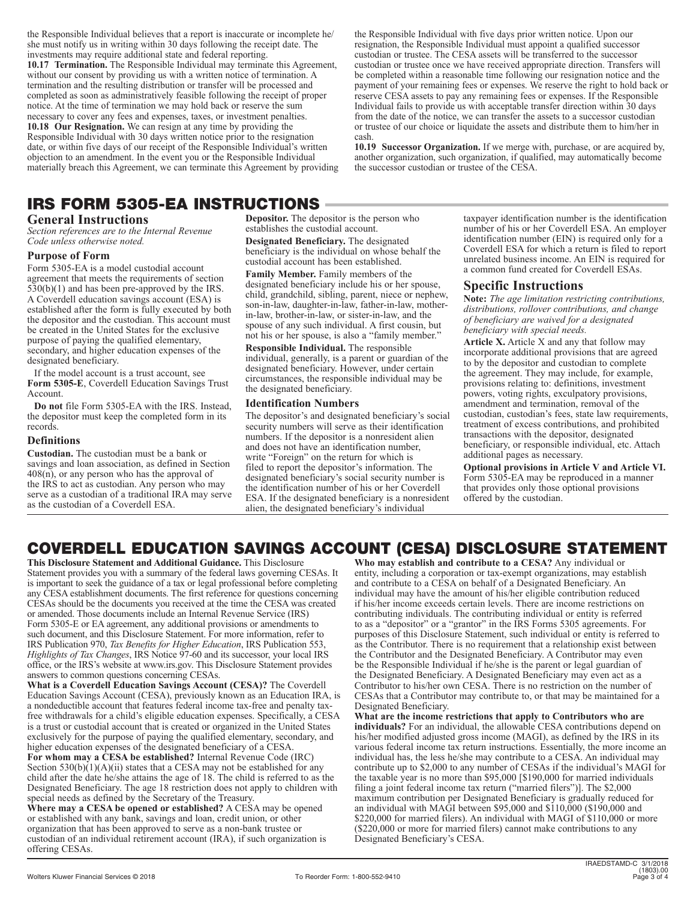the Responsible Individual believes that a report is inaccurate or incomplete he/she must notify us in writing within 30 days following the receipt date. The investments may require additional state and federal reporting.

**10.17 Termination.** The Responsible Individual may terminate this Agreement, without our consent by providing us with a written notice of termination. A termination and the resulting distribution or transfer will be processed and completed as soon as administratively feasible following the receipt of proper notice. At the time of termination we may hold back or reserve the sum necessary to cover any fees and expenses, taxes, or investment penalties.

**10.18 Our Resignation.** We can resign at any time by providing the Responsible Individual with 30 days written notice prior to the resignation date, or within five days of our receipt of the Responsible Individual's written objection to an amendment. In the event you or the Responsible Individual materially breach this Agreement, we can terminate this Agreement by providing the Responsible Individual with five days prior written notice. Upon our resignation, the Responsible Individual must appoint a qualified successor custodian or trustee. The CESA assets will be transferred to the successor custodian or trustee once we have received appropriate direction. Transfers will be completed within a reasonable time following our resignation notice and the payment of your remaining fees or expenses. We reserve the right to hold back or reserve CESA assets to pay any remaining fees or expenses. If the Responsible Individual fails to provide us with acceptable transfer direction within 30 days from the date of the notice, we can transfer the assets to a successor custodian or trustee of our choice or liquidate the assets and distribute them to him/her in cash.

**10.19 Successor Organization.** If we merge with, purchase, or are acquired by, another organization, such organization, if qualified, may automatically become the successor custodian or trustee of the CESA.

# IRS FORM 5305-EA INSTRUCTIONS

## General Instructions

*Section references are to the Internal Revenue Code unless otherwise noted.*

### Purpose of Form

Form 5305-EA is a model custodial account agreement that meets the requirements of section 530(b)(1) and has been pre-approved by the IRS. A Coverdell education savings account (ESA) is established after the form is fully executed by both the depositor and the custodian. This account must be created in the United States for the exclusive purpose of paying the qualified elementary, secondary, and higher education expenses of the designated beneficiary.

If the model account is a trust account, see **Form 5305-E**, Coverdell Education Savings Trust Account.

**Do not** file Form 5305-EA with the IRS. Instead, the depositor must keep the completed form in its records.

### Definitions

**Custodian.** The custodian must be a bank or savings and loan association, as defined in Section 408(n), or any person who has the approval of the IRS to act as custodian. Any person who may serve as a custodian of a traditional IRA may serve as the custodian of a Coverdell ESA.

**Depositor.** The depositor is the person who establishes the custodial account.

**Designated Beneficiary.** The designated beneficiary is the individual on whose behalf the custodial account has been established.

**Family Member.** Family members of the designated beneficiary include his or her spouse, child, grandchild, sibling, parent, niece or nephew, son-in-law, daughter-in-law, father-in-law, mother-in-law, brother-in-law, or sister-in-law, and the spouse of any such individual. A first cousin, but not his or her spouse, is also a "family member."

**Responsible Individual.** The responsible individual, generally, is a parent or guardian of the designated beneficiary. However, under certain circumstances, the responsible individual may be the designated beneficiary.

### Identification Numbers

The depositor's and designated beneficiary's social security numbers will serve as their identification numbers. If the depositor is a nonresident alien and does not have an identification number, write "Foreign" on the return for which is filed to report the depositor's information. The designated beneficiary's social security number is the identification number of his or her Coverdell ESA. If the designated beneficiary is a nonresident alien, the designated beneficiary's individual taxpayer identification number is the identification number of his or her Coverdell ESA. An employer identification number (EIN) is required only for a Coverdell ESA for which a return is filed to report unrelated business income. An EIN is required for a common fund created for Coverdell ESAs.

## Specific Instructions

**Note:** *The age limitation restricting contributions, distributions, rollover contributions, and change of beneficiary are waived for a designated beneficiary with special needs.*

**Article X.** Article X and any that follow may incorporate additional provisions that are agreed to by the depositor and custodian to complete the agreement. They may include, for example, provisions relating to: definitions, investment powers, voting rights, exculpatory provisions, amendment and termination, removal of the custodian, custodian's fees, state law requirements, treatment of excess contributions, and prohibited transactions with the depositor, designated beneficiary, or responsible individual, etc. Attach additional pages as necessary.

**Optional provisions in Article V and Article VI.** Form 5305-EA may be reproduced in a manner that provides only those optional provisions offered by the custodian.

# COVERDELL EDUCATION SAVINGS ACCOUNT (CESA) DISCLOSURE STATEMENT

**This Disclosure Statement and Additional Guidance.** This Disclosure Statement provides you with a summary of the federal laws governing CESAs. It is important to seek the guidance of a tax or legal professional before completing any CESA establishment documents. The first reference for questions concerning CESAs should be the documents you received at the time the CESA was created or amended. Those documents include an Internal Revenue Service (IRS) Form 5305-E or EA agreement, any additional provisions or amendments to such document, and this Disclosure Statement. For more information, refer to IRS Publication 970, *Tax Benefits for Higher Education*, IRS Publication 553, *Highlights of Tax Changes*, IRS Notice 97-60 and its successor, your local IRS office, or the IRS's website at www.irs.gov. This Disclosure Statement provides answers to common questions concerning CESAs.

**What is a Coverdell Education Savings Account (CESA)?** The Coverdell Education Savings Account (CESA), previously known as an Education IRA, is a nondeductible account that features federal income tax-free and penalty tax-free withdrawals for a child's eligible education expenses. Specifically, a CESA is a trust or custodial account that is created or organized in the United States exclusively for the purpose of paying the qualified elementary, secondary, and higher education expenses of the designated beneficiary of a CESA.

**For whom may a CESA be established?** Internal Revenue Code (IRC) Section 530(b)(1)(A)(ii) states that a CESA may not be established for any child after the date he/she attains the age of 18. The child is referred to as the Designated Beneficiary. The age 18 restriction does not apply to children with special needs as defined by the Secretary of the Treasury.

**Where may a CESA be opened or established?** A CESA may be opened or established with any bank, savings and loan, credit union, or other organization that has been approved to serve as a non-bank trustee or custodian of an individual retirement account (IRA), if such organization is offering CESAs.

**Who may establish and contribute to a CESA?** Any individual or entity, including a corporation or tax-exempt organizations, may establish and contribute to a CESA on behalf of a Designated Beneficiary. An individual may have the amount of his/her eligible contribution reduced if his/her income exceeds certain levels. There are income restrictions on contributing individuals. The contributing individual or entity is referred to as a "depositor" or a "grantor" in the IRS Forms 5305 agreements. For purposes of this Disclosure Statement, such individual or entity is referred to as the Contributor. There is no requirement that a relationship exist between the Contributor and the Designated Beneficiary. A Contributor may even be the Responsible Individual if he/she is the parent or legal guardian of the Designated Beneficiary. A Designated Beneficiary may even act as a Contributor to his/her own CESA. There is no restriction on the number of CESAs that a Contributor may contribute to, or that may be maintained for a Designated Beneficiary.

**What are the income restrictions that apply to Contributors who are individuals?** For an individual, the allowable CESA contributions depend on his/her modified adjusted gross income (MAGI), as defined by the IRS in its various federal income tax return instructions. Essentially, the more income an individual has, the less he/she may contribute to a CESA. An individual may contribute up to $2,000 to any number of CESAs if the individual's MAGI for the taxable year is no more than $95,000 [$190,000 for married individuals filing a joint federal income tax return ("married filers")]. The $2,000 maximum contribution per Designated Beneficiary is gradually reduced for an individual with MAGI between $95,000 and $110,000 ($190,000 and $220,000 for married filers). An individual with MAGI of $110,000 or more ($220,000 or more for married filers) cannot make contributions to any Designated Beneficiary's CESA.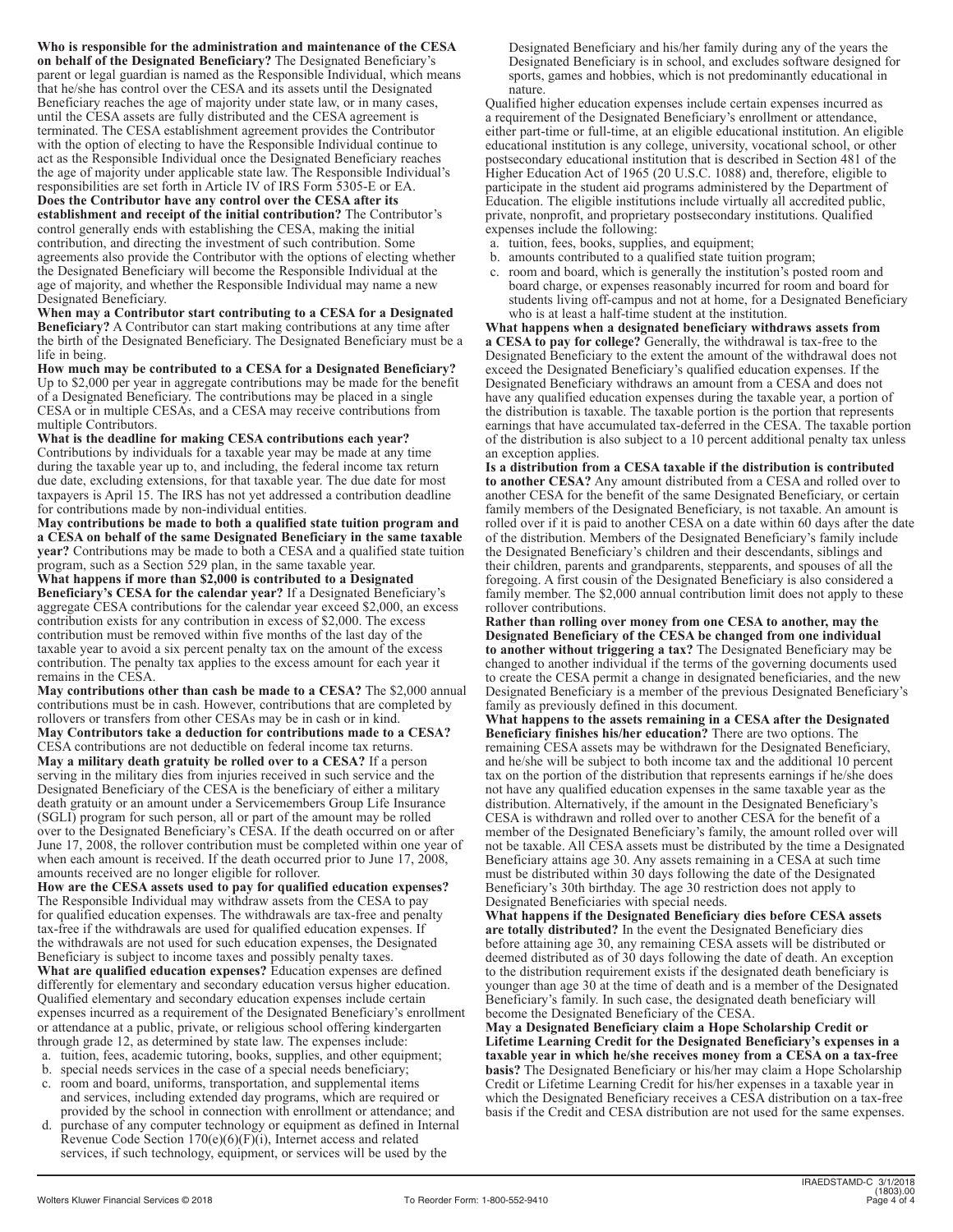**Who is responsible for the administration and maintenance of the CESA on behalf of the Designated Beneficiary?** The Designated Beneficiary's parent or legal guardian is named as the Responsible Individual, which means that he/she has control over the CESA and its assets until the Designated Beneficiary reaches the age of majority under state law, or in many cases, until the CESA assets are fully distributed and the CESA agreement is terminated. The CESA establishment agreement provides the Contributor with the option of electing to have the Responsible Individual continue to act as the Responsible Individual once the Designated Beneficiary reaches the age of majority under applicable state law. The Responsible Individual's responsibilities are set forth in Article IV of IRS Form 5305-E or EA.

**Does the Contributor have any control over the CESA after its establishment and receipt of the initial contribution?** The Contributor's control generally ends with establishing the CESA, making the initial contribution, and directing the investment of such contribution. Some agreements also provide the Contributor with the options of electing whether the Designated Beneficiary will become the Responsible Individual at the age of majority, and whether the Responsible Individual may name a new Designated Beneficiary.

**When may a Contributor start contributing to a CESA for a Designated Beneficiary?** A Contributor can start making contributions at any time after the birth of the Designated Beneficiary. The Designated Beneficiary must be a life in being.

**How much may be contributed to a CESA for a Designated Beneficiary?** Up to $2,000 per year in aggregate contributions may be made for the benefit of a Designated Beneficiary. The contributions may be placed in a single CESA or in multiple CESAs, and a CESA may receive contributions from multiple Contributors.

**What is the deadline for making CESA contributions each year?** Contributions by individuals for a taxable year may be made at any time during the taxable year up to, and including, the federal income tax return due date, excluding extensions, for that taxable year. The due date for most taxpayers is April 15. The IRS has not yet addressed a contribution deadline for contributions made by non-individual entities.

**May contributions be made to both a qualified state tuition program and a CESA on behalf of the same Designated Beneficiary in the same taxable year?** Contributions may be made to both a CESA and a qualified state tuition program, such as a Section 529 plan, in the same taxable year.

**What happens if more than $2,000 is contributed to a Designated Beneficiary's CESA for the calendar year?** If a Designated Beneficiary's aggregate CESA contributions for the calendar year exceed $2,000, an excess contribution exists for any contribution in excess of $2,000. The excess contribution must be removed within five months of the last day of the taxable year to avoid a six percent penalty tax on the amount of the excess contribution. The penalty tax applies to the excess amount for each year it remains in the CESA.

**May contributions other than cash be made to a CESA?** The $2,000 annual contributions must be in cash. However, contributions that are completed by rollovers or transfers from other CESAs may be in cash or in kind.

**May Contributors take a deduction for contributions made to a CESA?** CESA contributions are not deductible on federal income tax returns.

**May a military death gratuity be rolled over to a CESA?** If a person serving in the military dies from injuries received in such service and the Designated Beneficiary of the CESA is the beneficiary of either a military death gratuity or an amount under a Servicemembers Group Life Insurance (SGLI) program for such person, all or part of the amount may be rolled over to the Designated Beneficiary's CESA. If the death occurred on or after June 17, 2008, the rollover contribution must be completed within one year of when each amount is received. If the death occurred prior to June 17, 2008, amounts received are no longer eligible for rollover.

**How are the CESA assets used to pay for qualified education expenses?** The Responsible Individual may withdraw assets from the CESA to pay for qualified education expenses. The withdrawals are tax-free and penalty tax-free if the withdrawals are used for qualified education expenses. If the withdrawals are not used for such education expenses, the Designated Beneficiary is subject to income taxes and possibly penalty taxes.

**What are qualified education expenses?** Education expenses are defined differently for elementary and secondary education versus higher education. Qualified elementary and secondary education expenses include certain expenses incurred as a requirement of the Designated Beneficiary's enrollment or attendance at a public, private, or religious school offering kindergarten through grade 12, as determined by state law. The expenses include:

a. tuition, fees, academic tutoring, books, supplies, and other equipment;
b. special needs services in the case of a special needs beneficiary;
c. room and board, uniforms, transportation, and supplemental items and services, including extended day programs, which are required or provided by the school in connection with enrollment or attendance; and
d. purchase of any computer technology or equipment as defined in Internal Revenue Code Section 170(e)(6)(F)(i), Internet access and related services, if such technology, equipment, or services will be used by the Designated Beneficiary and his/her family during any of the years the Designated Beneficiary is in school, and excludes software designed for sports, games and hobbies, which is not predominantly educational in nature.

Qualified higher education expenses include certain expenses incurred as a requirement of the Designated Beneficiary's enrollment or attendance, either part-time or full-time, at an eligible educational institution. An eligible educational institution is any college, university, vocational school, or other postsecondary educational institution that is described in Section 481 of the Higher Education Act of 1965 (20 U.S.C. 1088) and, therefore, eligible to participate in the student aid programs administered by the Department of Education. The eligible institutions include virtually all accredited public, private, nonprofit, and proprietary postsecondary institutions. Qualified expenses include the following:

a. tuition, fees, books, supplies, and equipment;
b. amounts contributed to a qualified state tuition program;
c. room and board, which is generally the institution's posted room and board charge, or expenses reasonably incurred for room and board for students living off-campus and not at home, for a Designated Beneficiary who is at least a half-time student at the institution.

**What happens when a designated beneficiary withdraws assets from a CESA to pay for college?** Generally, the withdrawal is tax-free to the Designated Beneficiary to the extent the amount of the withdrawal does not exceed the Designated Beneficiary's qualified education expenses. If the Designated Beneficiary withdraws an amount from a CESA and does not have any qualified education expenses during the taxable year, a portion of the distribution is taxable. The taxable portion is the portion that represents earnings that have accumulated tax-deferred in the CESA. The taxable portion of the distribution is also subject to a 10 percent additional penalty tax unless an exception applies.

**Is a distribution from a CESA taxable if the distribution is contributed to another CESA?** Any amount distributed from a CESA and rolled over to another CESA for the benefit of the same Designated Beneficiary, or certain family members of the Designated Beneficiary, is not taxable. An amount is rolled over if it is paid to another CESA on a date within 60 days after the date of the distribution. Members of the Designated Beneficiary's family include the Designated Beneficiary's children and their descendants, siblings and their children, parents and grandparents, stepparents, and spouses of all the foregoing. A first cousin of the Designated Beneficiary is also considered a family member. The $2,000 annual contribution limit does not apply to these rollover contributions.

**Rather than rolling over money from one CESA to another, may the Designated Beneficiary of the CESA be changed from one individual to another without triggering a tax?** The Designated Beneficiary may be changed to another individual if the terms of the governing documents used to create the CESA permit a change in designated beneficiaries, and the new Designated Beneficiary is a member of the previous Designated Beneficiary's family as previously defined in this document.

**What happens to the assets remaining in a CESA after the Designated Beneficiary finishes his/her education?** There are two options. The remaining CESA assets may be withdrawn for the Designated Beneficiary, and he/she will be subject to both income tax and the additional 10 percent tax on the portion of the distribution that represents earnings if he/she does not have any qualified education expenses in the same taxable year as the distribution. Alternatively, if the amount in the Designated Beneficiary's CESA is withdrawn and rolled over to another CESA for the benefit of a member of the Designated Beneficiary's family, the amount rolled over will not be taxable. All CESA assets must be distributed by the time a Designated Beneficiary attains age 30. Any assets remaining in a CESA at such time must be distributed within 30 days following the date of the Designated Beneficiary's 30th birthday. The age 30 restriction does not apply to Designated Beneficiaries with special needs.

**What happens if the Designated Beneficiary dies before CESA assets are totally distributed?** In the event the Designated Beneficiary dies before attaining age 30, any remaining CESA assets will be distributed or deemed distributed as of 30 days following the date of death. An exception to the distribution requirement exists if the designated death beneficiary is younger than age 30 at the time of death and is a member of the Designated Beneficiary's family. In such case, the designated death beneficiary will become the Designated Beneficiary of the CESA.

**May a Designated Beneficiary claim a Hope Scholarship Credit or Lifetime Learning Credit for the Designated Beneficiary's expenses in a taxable year in which he/she receives money from a CESA on a tax-free basis?** The Designated Beneficiary or his/her may claim a Hope Scholarship Credit or Lifetime Learning Credit for his/her expenses in a taxable year in which the Designated Beneficiary receives a CESA distribution on a tax-free basis if the Credit and CESA distribution are not used for the same expenses.